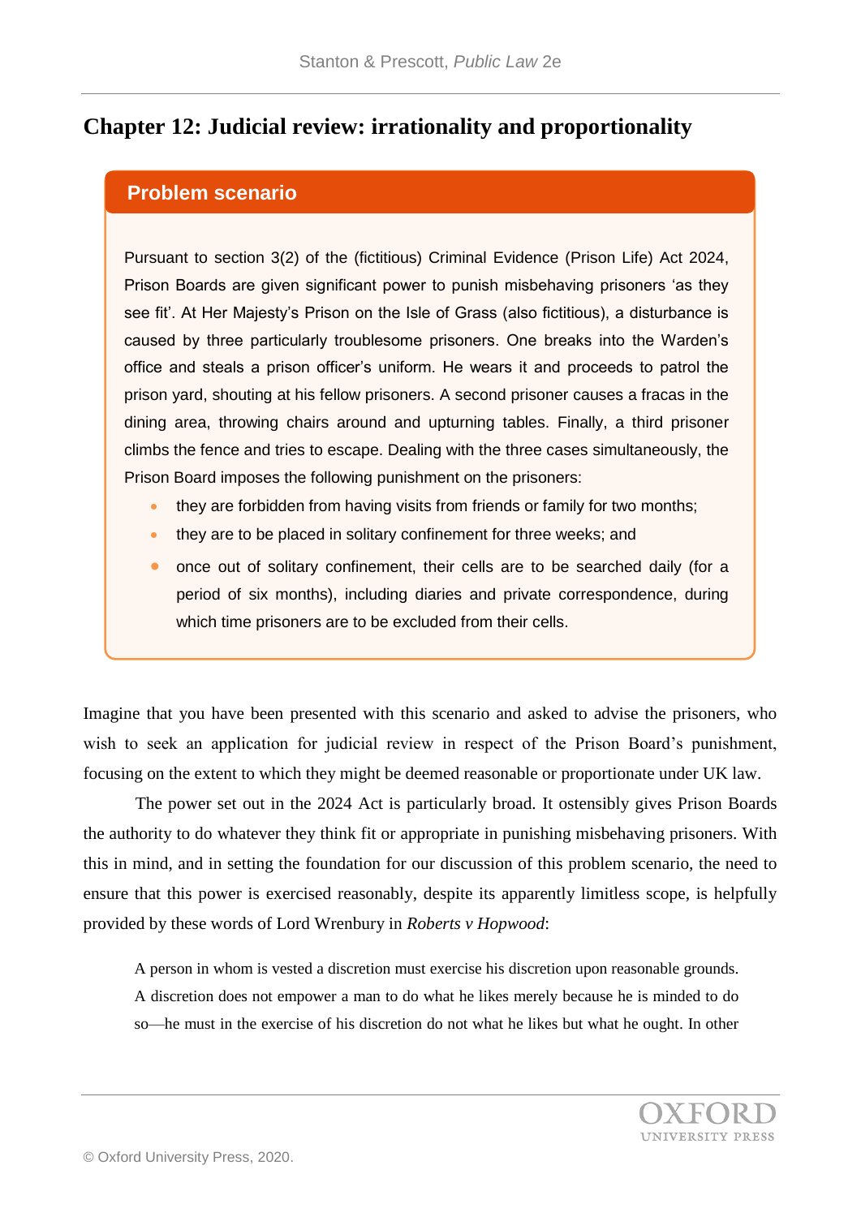# Chapter 12: Judicial review: irrationality and proportionality

## Problem scenario

Pursuant to section 3(2) of the (fictitious) Criminal Evidence (Prison Life) Act 2024, Prison Boards are given significant power to punish misbehaving prisoners 'as they see fit'. At Her Majesty's Prison on the Isle of Grass (also fictitious), a disturbance is caused by three particularly troublesome prisoners. One breaks into the Warden's office and steals a prison officer's uniform. He wears it and proceeds to patrol the prison yard, shouting at his fellow prisoners. A second prisoner causes a fracas in the dining area, throwing chairs around and upturning tables. Finally, a third prisoner climbs the fence and tries to escape. Dealing with the three cases simultaneously, the Prison Board imposes the following punishment on the prisoners:

- they are forbidden from having visits from friends or family for two months;
- they are to be placed in solitary confinement for three weeks; and
- once out of solitary confinement, their cells are to be searched daily (for a period of six months), including diaries and private correspondence, during which time prisoners are to be excluded from their cells.

Imagine that you have been presented with this scenario and asked to advise the prisoners, who wish to seek an application for judicial review in respect of the Prison Board's punishment, focusing on the extent to which they might be deemed reasonable or proportionate under UK law.

The power set out in the 2024 Act is particularly broad. It ostensibly gives Prison Boards the authority to do whatever they think fit or appropriate in punishing misbehaving prisoners. With this in mind, and in setting the foundation for our discussion of this problem scenario, the need to ensure that this power is exercised reasonably, despite its apparently limitless scope, is helpfully provided by these words of Lord Wrenbury in *Roberts v Hopwood*:

> A person in whom is vested a discretion must exercise his discretion upon reasonable grounds. A discretion does not empower a man to do what he likes merely because he is minded to do so—he must in the exercise of his discretion do not what he likes but what he ought. In other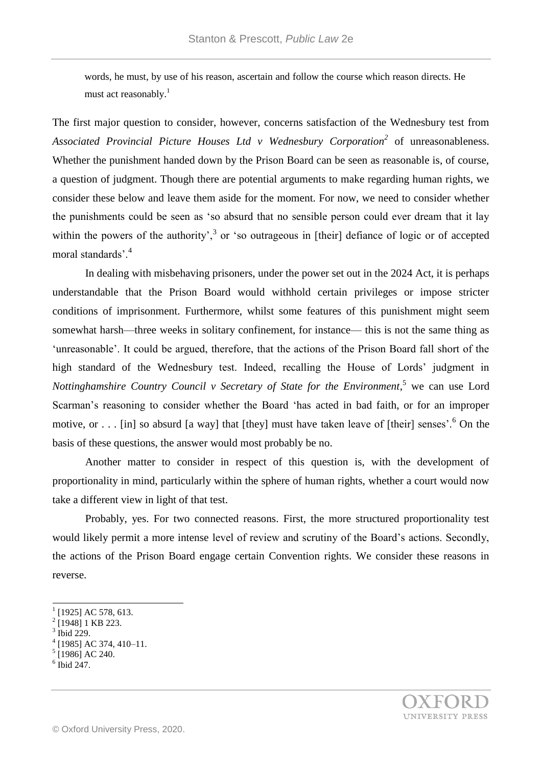> words, he must, by use of his reason, ascertain and follow the course which reason directs. He must act reasonably.[1]

The first major question to consider, however, concerns satisfaction of the Wednesbury test from *Associated Provincial Picture Houses Ltd v Wednesbury Corporation*[2] of unreasonableness. Whether the punishment handed down by the Prison Board can be seen as reasonable is, of course, a question of judgment. Though there are potential arguments to make regarding human rights, we consider these below and leave them aside for the moment. For now, we need to consider whether the punishments could be seen as 'so absurd that no sensible person could ever dream that it lay within the powers of the authority',[3] or 'so outrageous in [their] defiance of logic or of accepted moral standards'.[4]

In dealing with misbehaving prisoners, under the power set out in the 2024 Act, it is perhaps understandable that the Prison Board would withhold certain privileges or impose stricter conditions of imprisonment. Furthermore, whilst some features of this punishment might seem somewhat harsh—three weeks in solitary confinement, for instance— this is not the same thing as 'unreasonable'. It could be argued, therefore, that the actions of the Prison Board fall short of the high standard of the Wednesbury test. Indeed, recalling the House of Lords' judgment in *Nottinghamshire Country Council v Secretary of State for the Environment*,[5] we can use Lord Scarman's reasoning to consider whether the Board 'has acted in bad faith, or for an improper motive, or . . . [in] so absurd [a way] that [they] must have taken leave of [their] senses'.[6] On the basis of these questions, the answer would most probably be no.

Another matter to consider in respect of this question is, with the development of proportionality in mind, particularly within the sphere of human rights, whether a court would now take a different view in light of that test.

Probably, yes. For two connected reasons. First, the more structured proportionality test would likely permit a more intense level of review and scrutiny of the Board's actions. Secondly, the actions of the Prison Board engage certain Convention rights. We consider these reasons in reverse.

---

[1] [1925] AC 578, 613.
[2] [1948] 1 KB 223.
[3] Ibid 229.
[4] [1985] AC 374, 410–11.
[5] [1986] AC 240.
[6] Ibid 247.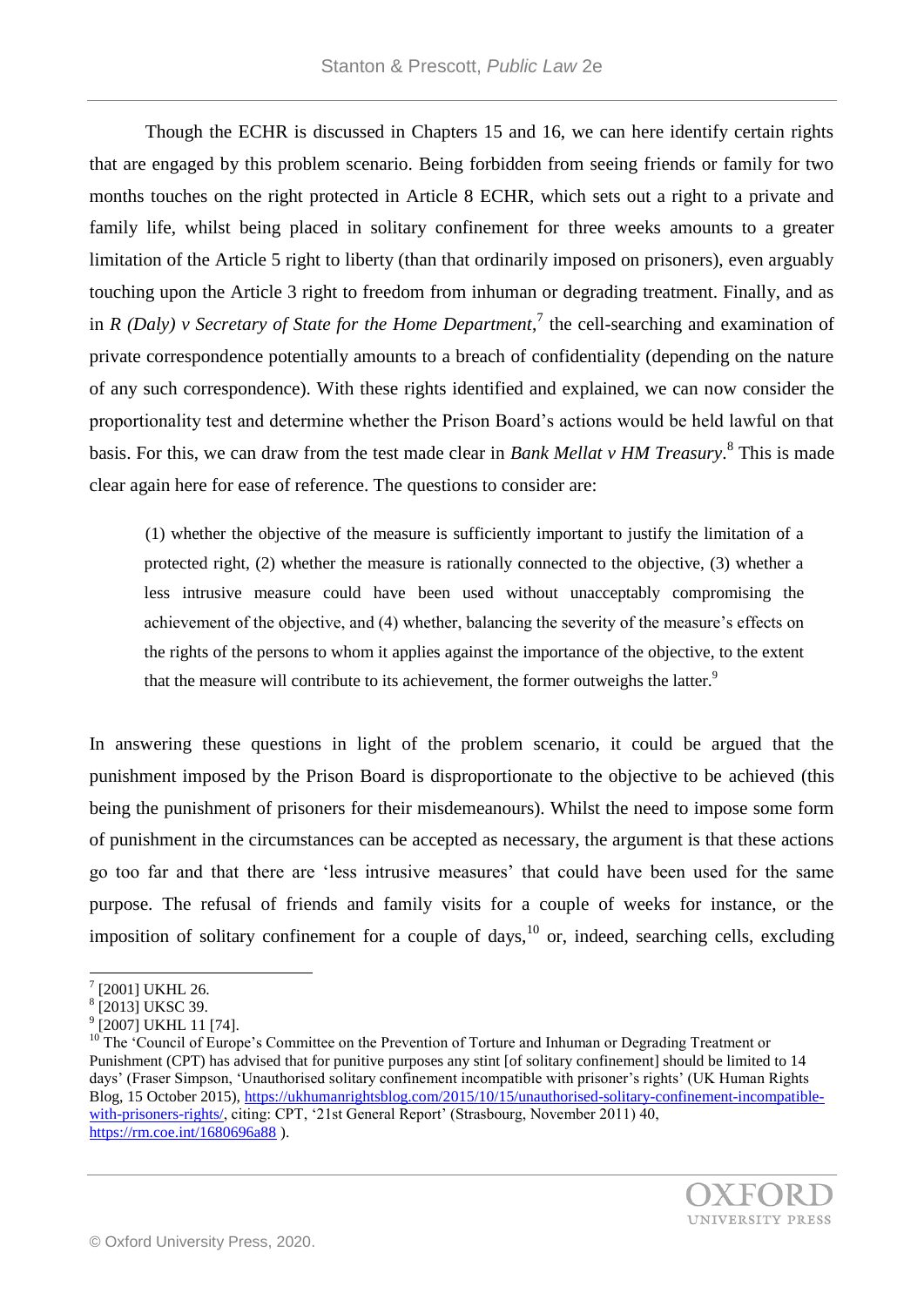Though the ECHR is discussed in Chapters 15 and 16, we can here identify certain rights that are engaged by this problem scenario. Being forbidden from seeing friends or family for two months touches on the right protected in Article 8 ECHR, which sets out a right to a private and family life, whilst being placed in solitary confinement for three weeks amounts to a greater limitation of the Article 5 right to liberty (than that ordinarily imposed on prisoners), even arguably touching upon the Article 3 right to freedom from inhuman or degrading treatment. Finally, and as in *R (Daly) v Secretary of State for the Home Department*,[7] the cell-searching and examination of private correspondence potentially amounts to a breach of confidentiality (depending on the nature of any such correspondence). With these rights identified and explained, we can now consider the proportionality test and determine whether the Prison Board's actions would be held lawful on that basis. For this, we can draw from the test made clear in *Bank Mellat v HM Treasury*.[8] This is made clear again here for ease of reference. The questions to consider are:

> (1) whether the objective of the measure is sufficiently important to justify the limitation of a protected right, (2) whether the measure is rationally connected to the objective, (3) whether a less intrusive measure could have been used without unacceptably compromising the achievement of the objective, and (4) whether, balancing the severity of the measure's effects on the rights of the persons to whom it applies against the importance of the objective, to the extent that the measure will contribute to its achievement, the former outweighs the latter.[9]

In answering these questions in light of the problem scenario, it could be argued that the punishment imposed by the Prison Board is disproportionate to the objective to be achieved (this being the punishment of prisoners for their misdemeanours). Whilst the need to impose some form of punishment in the circumstances can be accepted as necessary, the argument is that these actions go too far and that there are 'less intrusive measures' that could have been used for the same purpose. The refusal of friends and family visits for a couple of weeks for instance, or the imposition of solitary confinement for a couple of days,[10] or, indeed, searching cells, excluding

---

[7] [2001] UKHL 26.

[8] [2013] UKSC 39.

[9] [2007] UKHL 11 [74].

[10] The 'Council of Europe's Committee on the Prevention of Torture and Inhuman or Degrading Treatment or Punishment (CPT) has advised that for punitive purposes any stint [of solitary confinement] should be limited to 14 days' (Fraser Simpson, 'Unauthorised solitary confinement incompatible with prisoner's rights' (UK Human Rights Blog, 15 October 2015), https://ukhumanrightsblog.com/2015/10/15/unauthorised-solitary-confinement-incompatible-with-prisoners-rights/, citing: CPT, '21st General Report' (Strasbourg, November 2011) 40, https://rm.coe.int/1680696a88 ).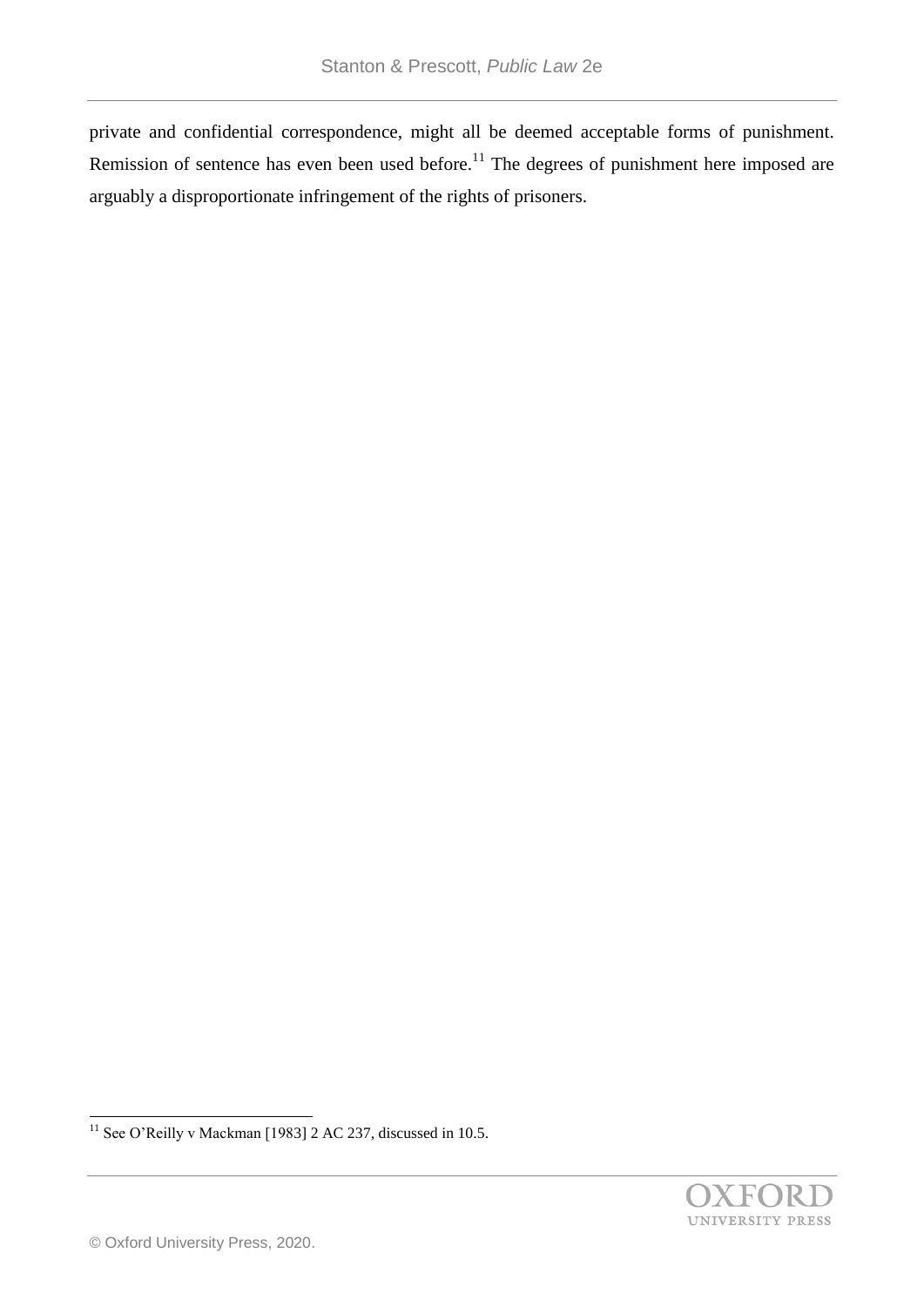private and confidential correspondence, might all be deemed acceptable forms of punishment. Remission of sentence has even been used before.[11] The degrees of punishment here imposed are arguably a disproportionate infringement of the rights of prisoners.

[11] See O'Reilly v Mackman [1983] 2 AC 237, discussed in 10.5.